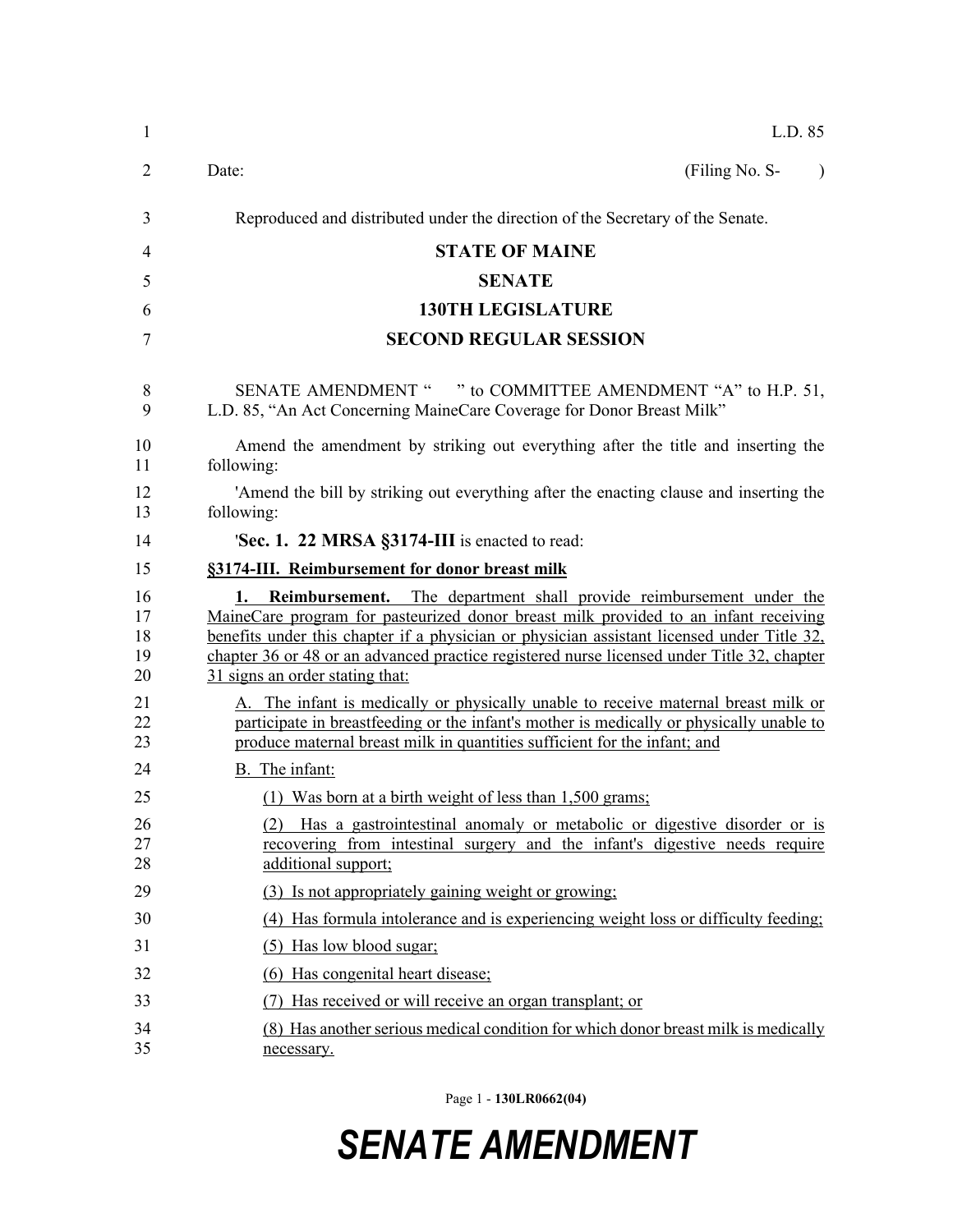L.D. 85

Date: (Filing No. S- )

Reproduced and distributed under the direction of the Secretary of the Senate.

**STATE OF MAINE**

**SENATE**

**130TH LEGISLATURE**

**SECOND REGULAR SESSION**

SENATE AMENDMENT " " to COMMITTEE AMENDMENT "A" to H.P. 51, L.D. 85, "An Act Concerning MaineCare Coverage for Donor Breast Milk"

Amend the amendment by striking out everything after the title and inserting the following:

'Amend the bill by striking out everything after the enacting clause and inserting the following:

'**Sec. 1. 22 MRSA §3174-III** is enacted to read:

**§3174-III. Reimbursement for donor breast milk**

**1. Reimbursement.** The department shall provide reimbursement under the MaineCare program for pasteurized donor breast milk provided to an infant receiving benefits under this chapter if a physician or physician assistant licensed under Title 32, chapter 36 or 48 or an advanced practice registered nurse licensed under Title 32, chapter 31 signs an order stating that:

A. The infant is medically or physically unable to receive maternal breast milk or participate in breastfeeding or the infant's mother is medically or physically unable to produce maternal breast milk in quantities sufficient for the infant; and

B. The infant:

(1) Was born at a birth weight of less than 1,500 grams;

(2) Has a gastrointestinal anomaly or metabolic or digestive disorder or is recovering from intestinal surgery and the infant's digestive needs require additional support;

(3) Is not appropriately gaining weight or growing;

(4) Has formula intolerance and is experiencing weight loss or difficulty feeding;

(5) Has low blood sugar;

(6) Has congenital heart disease;

(7) Has received or will receive an organ transplant; or

(8) Has another serious medical condition for which donor breast milk is medically necessary.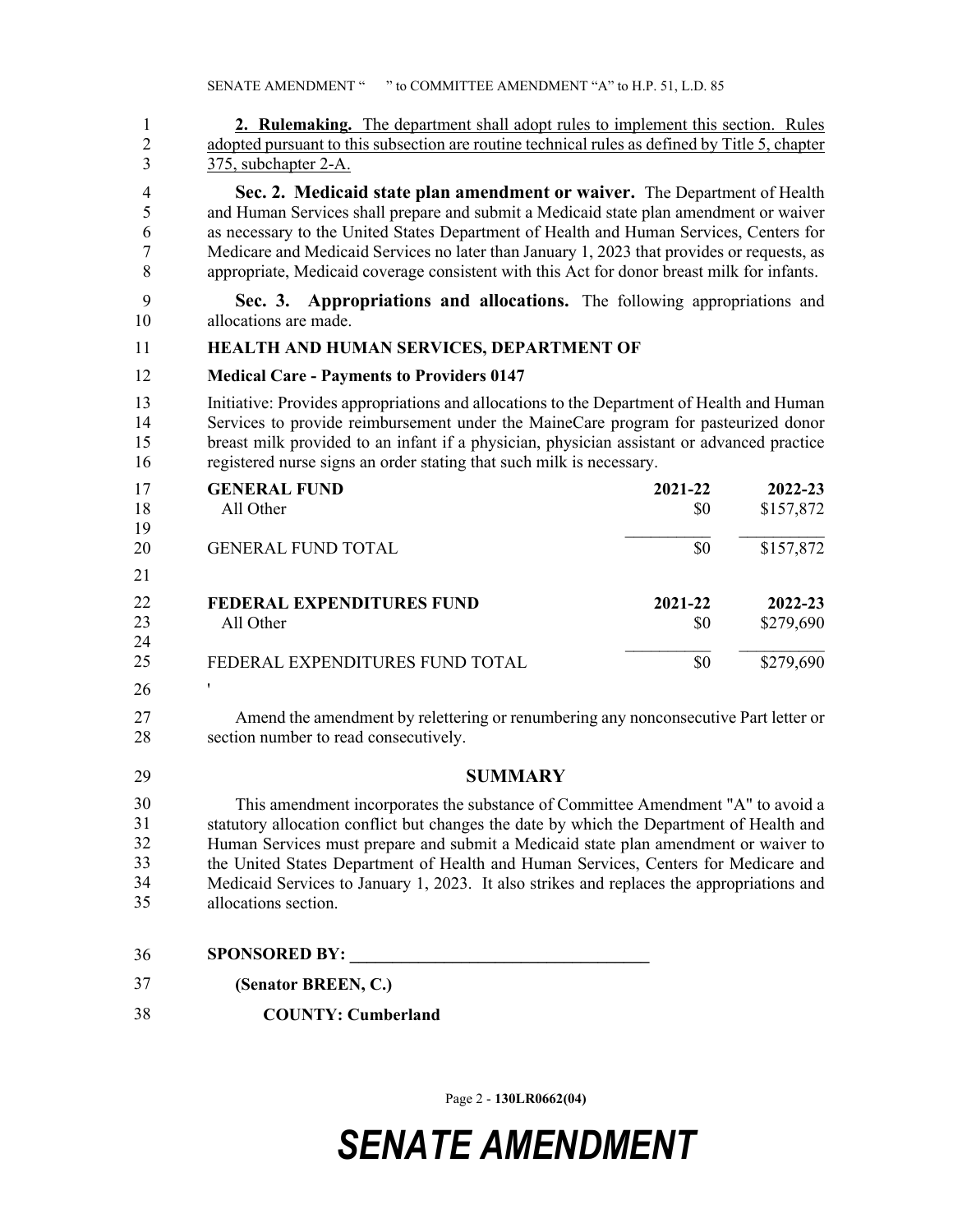**2. Rulemaking.** The department shall adopt rules to implement this section. Rules adopted pursuant to this subsection are routine technical rules as defined by Title 5, chapter 375, subchapter 2-A.

**Sec. 2. Medicaid state plan amendment or waiver.** The Department of Health and Human Services shall prepare and submit a Medicaid state plan amendment or waiver as necessary to the United States Department of Health and Human Services, Centers for Medicare and Medicaid Services no later than January 1, 2023 that provides or requests, as appropriate, Medicaid coverage consistent with this Act for donor breast milk for infants.

**Sec. 3. Appropriations and allocations.** The following appropriations and allocations are made.

**HEALTH AND HUMAN SERVICES, DEPARTMENT OF**

**Medical Care - Payments to Providers 0147**

Initiative: Provides appropriations and allocations to the Department of Health and Human Services to provide reimbursement under the MaineCare program for pasteurized donor breast milk provided to an infant if a physician, physician assistant or advanced practice registered nurse signs an order stating that such milk is necessary.

| **GENERAL FUND** | **2021-22** | **2022-23** |
|---|---|---|
| All Other | $0 | $157,872 |
| GENERAL FUND TOTAL | $0 | $157,872 |

| **FEDERAL EXPENDITURES FUND** | **2021-22** | **2022-23** |
|---|---|---|
| All Other | $0 | $279,690 |
| FEDERAL EXPENDITURES FUND TOTAL | $0 | $279,690 |

'

Amend the amendment by relettering or renumbering any nonconsecutive Part letter or section number to read consecutively.

## SUMMARY

This amendment incorporates the substance of Committee Amendment "A" to avoid a statutory allocation conflict but changes the date by which the Department of Health and Human Services must prepare and submit a Medicaid state plan amendment or waiver to the United States Department of Health and Human Services, Centers for Medicare and Medicaid Services to January 1, 2023. It also strikes and replaces the appropriations and allocations section.

**SPONSORED BY: ___________________________________**

**(Senator BREEN, C.)**

**COUNTY: Cumberland**

# *SENATE AMENDMENT*